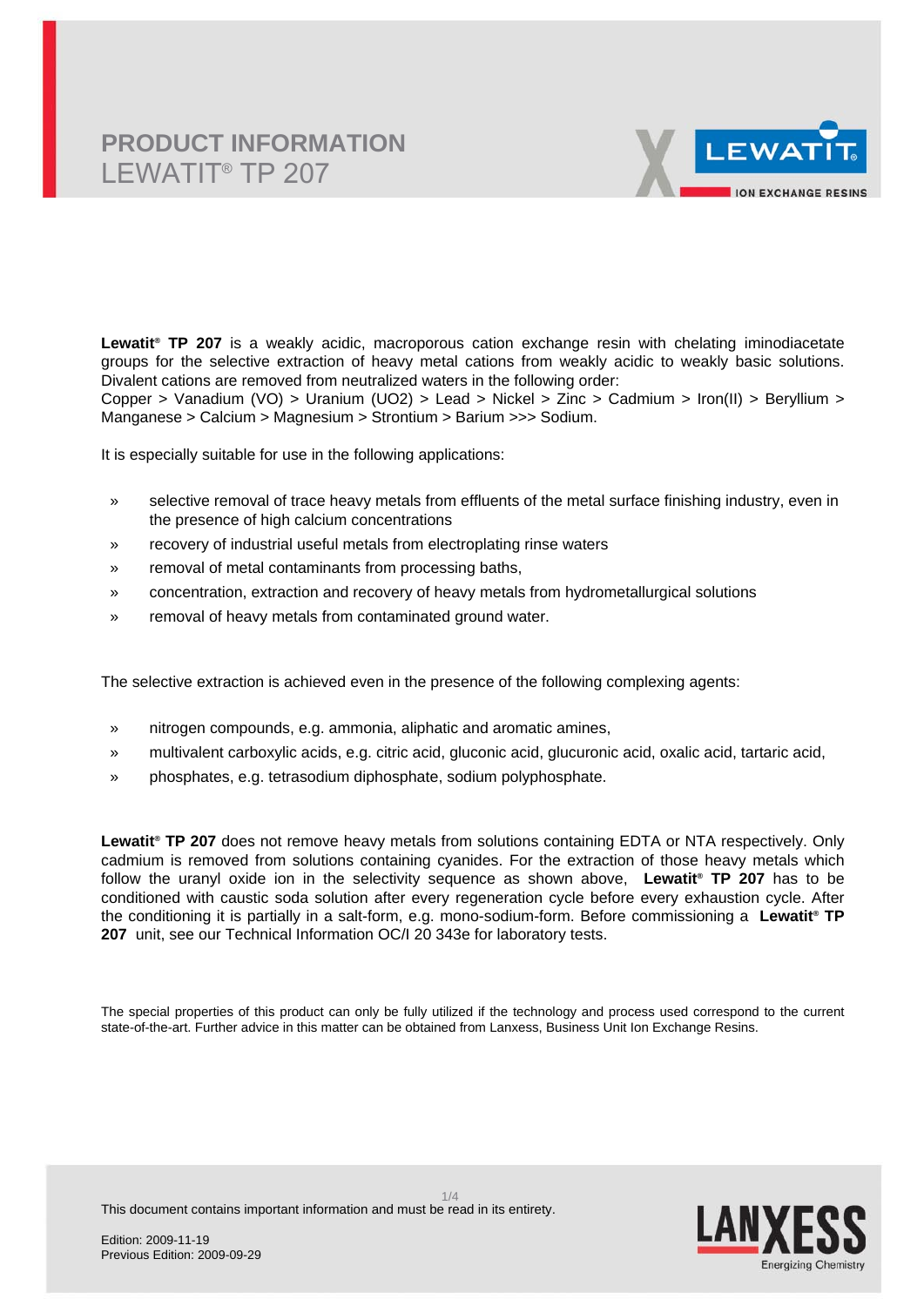# PRODUCT INFORMATION

## LEWATIT® TP 207

**Lewatit® TP 207** is a weakly acidic, macroporous cation exchange resin with chelating iminodiacetate groups for the selective extraction of heavy metal cations from weakly acidic to weakly basic solutions. Divalent cations are removed from neutralized waters in the following order:
Copper > Vanadium (VO) > Uranium (UO2) > Lead > Nickel > Zinc > Cadmium > Iron(II) > Beryllium > Manganese > Calcium > Magnesium > Strontium > Barium >>> Sodium.

It is especially suitable for use in the following applications:

- » selective removal of trace heavy metals from effluents of the metal surface finishing industry, even in the presence of high calcium concentrations
- » recovery of industrial useful metals from electroplating rinse waters
- » removal of metal contaminants from processing baths,
- » concentration, extraction and recovery of heavy metals from hydrometallurgical solutions
- » removal of heavy metals from contaminated ground water.

The selective extraction is achieved even in the presence of the following complexing agents:

- » nitrogen compounds, e.g. ammonia, aliphatic and aromatic amines,
- » multivalent carboxylic acids, e.g. citric acid, gluconic acid, glucuronic acid, oxalic acid, tartaric acid,
- » phosphates, e.g. tetrasodium diphosphate, sodium polyphosphate.

**Lewatit® TP 207** does not remove heavy metals from solutions containing EDTA or NTA respectively. Only cadmium is removed from solutions containing cyanides. For the extraction of those heavy metals which follow the uranyl oxide ion in the selectivity sequence as shown above, **Lewatit® TP 207** has to be conditioned with caustic soda solution after every regeneration cycle before every exhaustion cycle. After the conditioning it is partially in a salt-form, e.g. mono-sodium-form. Before commissioning a **Lewatit® TP 207** unit, see our Technical Information OC/I 20 343e for laboratory tests.

The special properties of this product can only be fully utilized if the technology and process used correspond to the current state-of-the-art. Further advice in this matter can be obtained from Lanxess, Business Unit Ion Exchange Resins.

This document contains important information and must be read in its entirety.

Edition: 2009-11-19
Previous Edition: 2009-09-29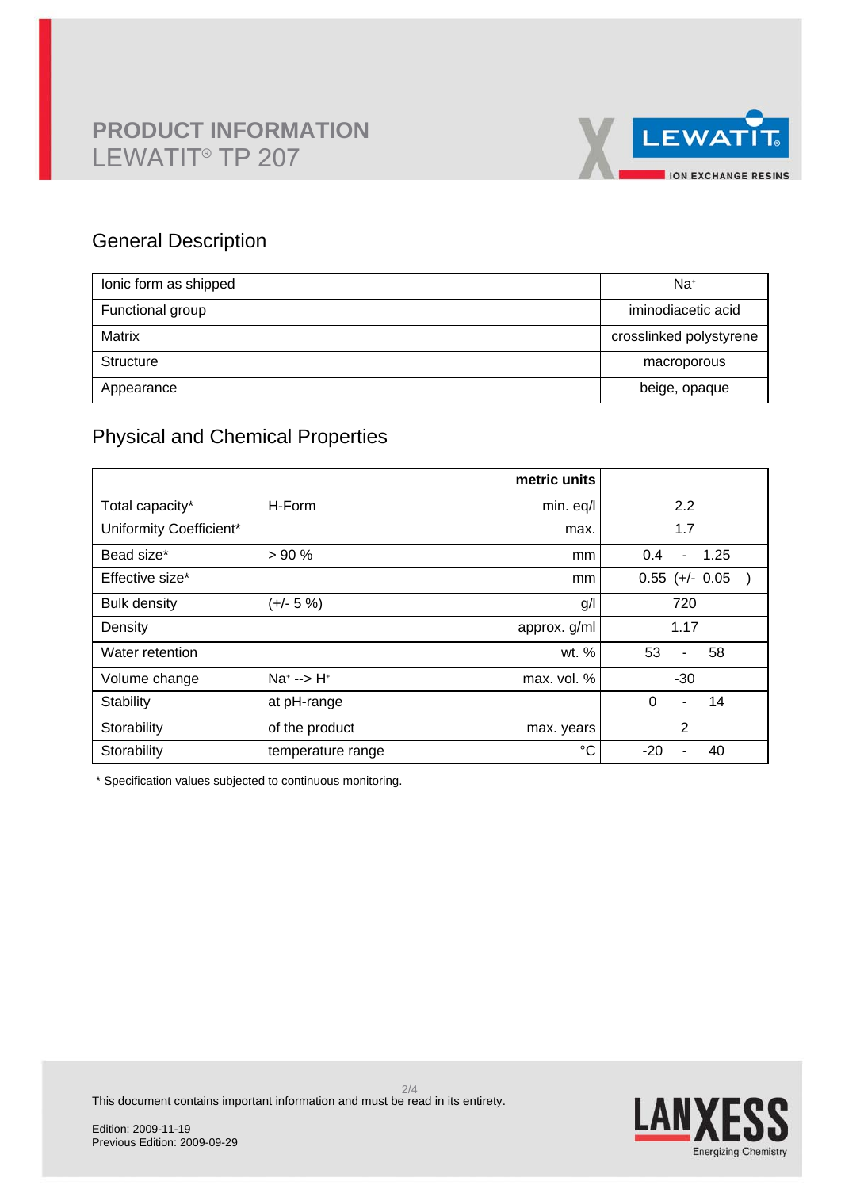# PRODUCT INFORMATION
LEWATIT® TP 207

## General Description

| | |
|---|---|
| Ionic form as shipped | $Na^+$ |
| Functional group | iminodiacetic acid |
| Matrix | crosslinked polystyrene |
| Structure | macroporous |
| Appearance | beige, opaque |

## Physical and Chemical Properties

| | | metric units | |
|---|---|---|---|
| Total capacity* | H-Form | min. eq/l | 2.2 |
| Uniformity Coefficient* | | max. | 1.7 |
| Bead size* | > 90 % | mm | 0.4 - 1.25 |
| Effective size* | | mm | 0.55 (+/- 0.05 ) |
| Bulk density | (+/- 5 %) | g/l | 720 |
| Density | | approx. g/ml | 1.17 |
| Water retention | | wt. % | 53 - 58 |
| Volume change | $Na^+$ --> $H^+$ | max. vol. % | -30 |
| Stability | at pH-range | | 0 - 14 |
| Storability | of the product | max. years | 2 |
| Storability | temperature range | °C | -20 - 40 |

* Specification values subjected to continuous monitoring.

This document contains important information and must be read in its entirety.

Edition: 2009-11-19
Previous Edition: 2009-09-29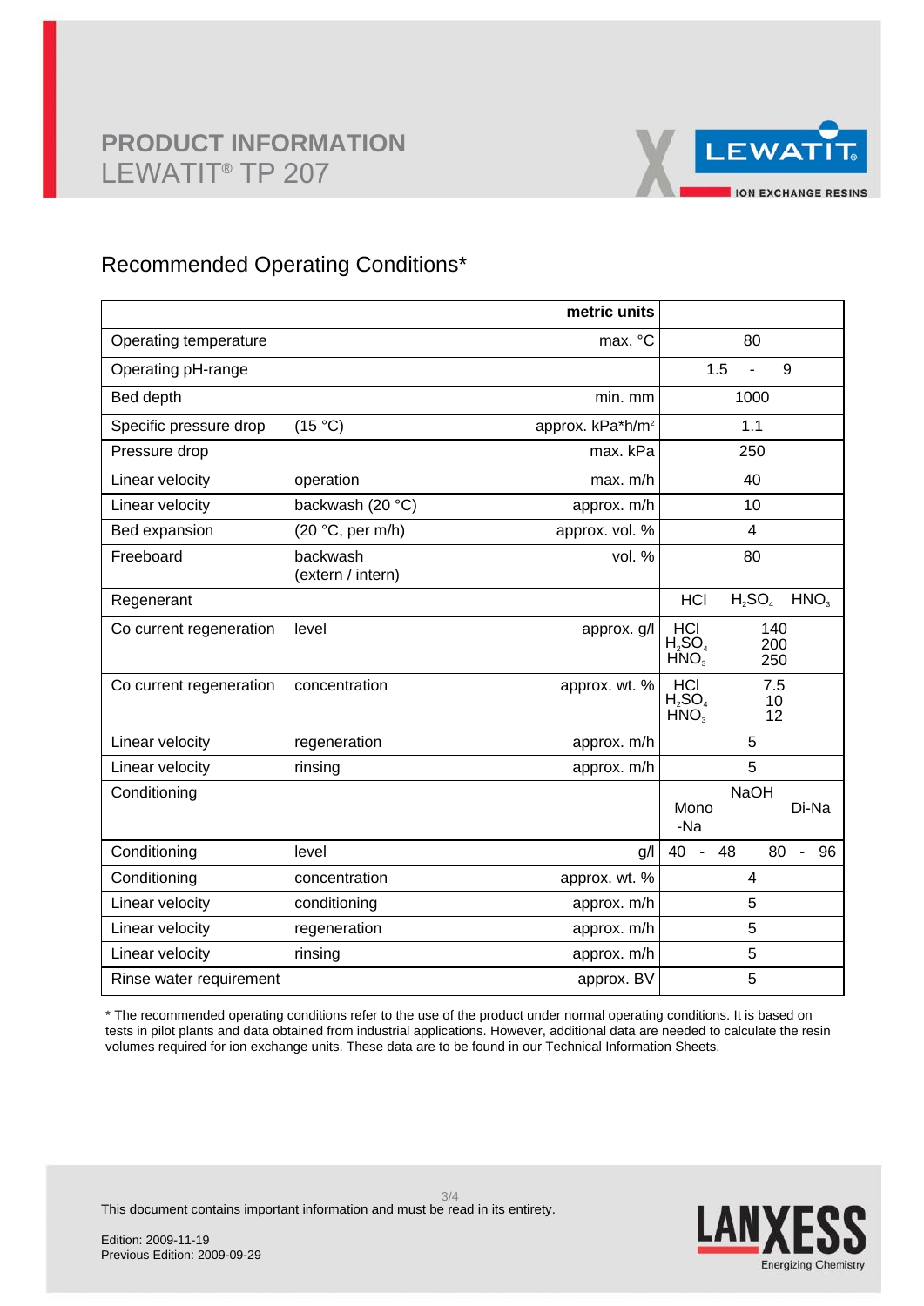# PRODUCT INFORMATION
## LEWATIT® TP 207

### Recommended Operating Conditions*

| | | metric units | |
|---|---|---|---|
| Operating temperature | | max. °C | 80 |
| Operating pH-range | | | 1.5 - 9 |
| Bed depth | | min. mm | 1000 |
| Specific pressure drop | (15 °C) | approx. kPa*h/m² | 1.1 |
| Pressure drop | | max. kPa | 250 |
| Linear velocity | operation | max. m/h | 40 |
| Linear velocity | backwash (20 °C) | approx. m/h | 10 |
| Bed expansion | (20 °C, per m/h) | approx. vol. % | 4 |
| Freeboard | backwash (extern / intern) | vol. % | 80 |
| Regenerant | | | HCl $H_2SO_4$ $HNO_3$ |
| Co current regeneration | level | approx. g/l | HCl 140<br>$H_2SO_4$ 200<br>$HNO_3$ 250 |
| Co current regeneration | concentration | approx. wt. % | HCl 7.5<br>$H_2SO_4$ 10<br>$HNO_3$ 12 |
| Linear velocity | regeneration | approx. m/h | 5 |
| Linear velocity | rinsing | approx. m/h | 5 |
| Conditioning | | | NaOH<br>Mono-Na Di-Na |
| Conditioning | level | g/l | 40 - 48 80 - 96 |
| Conditioning | concentration | approx. wt. % | 4 |
| Linear velocity | conditioning | approx. m/h | 5 |
| Linear velocity | regeneration | approx. m/h | 5 |
| Linear velocity | rinsing | approx. m/h | 5 |
| Rinse water requirement | | approx. BV | 5 |

* The recommended operating conditions refer to the use of the product under normal operating conditions. It is based on tests in pilot plants and data obtained from industrial applications. However, additional data are needed to calculate the resin volumes required for ion exchange units. These data are to be found in our Technical Information Sheets.

This document contains important information and must be read in its entirety.

Edition: 2009-11-19
Previous Edition: 2009-09-29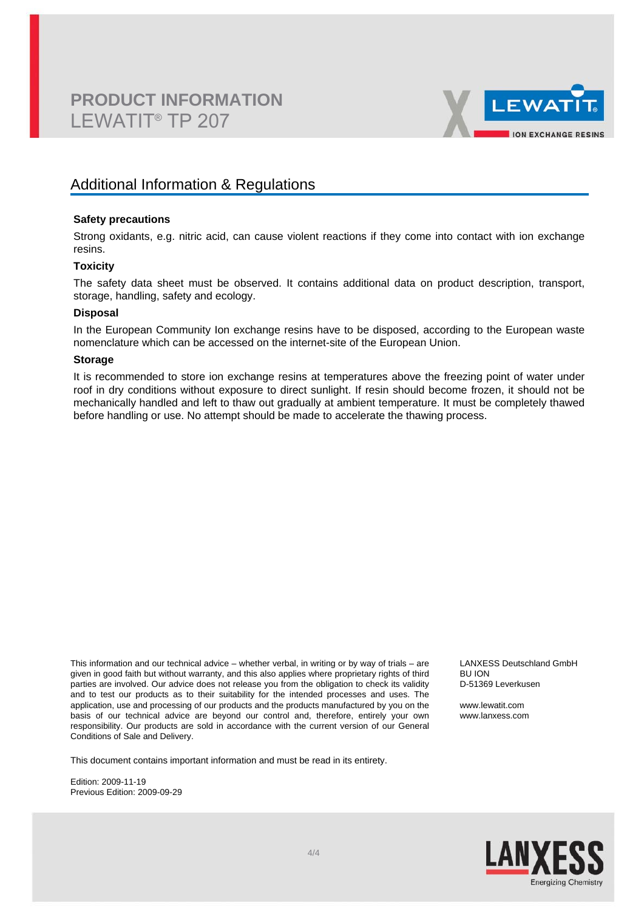# PRODUCT INFORMATION
LEWATIT® TP 207

## Additional Information & Regulations

### Safety precautions

Strong oxidants, e.g. nitric acid, can cause violent reactions if they come into contact with ion exchange resins.

### Toxicity

The safety data sheet must be observed. It contains additional data on product description, transport, storage, handling, safety and ecology.

### Disposal

In the European Community Ion exchange resins have to be disposed, according to the European waste nomenclature which can be accessed on the internet-site of the European Union.

### Storage

It is recommended to store ion exchange resins at temperatures above the freezing point of water under roof in dry conditions without exposure to direct sunlight. If resin should become frozen, it should not be mechanically handled and left to thaw out gradually at ambient temperature. It must be completely thawed before handling or use. No attempt should be made to accelerate the thawing process.

This information and our technical advice – whether verbal, in writing or by way of trials – are given in good faith but without warranty, and this also applies where proprietary rights of third parties are involved. Our advice does not release you from the obligation to check its validity and to test our products as to their suitability for the intended processes and uses. The application, use and processing of our products and the products manufactured by you on the basis of our technical advice are beyond our control and, therefore, entirely your own responsibility. Our products are sold in accordance with the current version of our General Conditions of Sale and Delivery.

LANXESS Deutschland GmbH
BU ION
D-51369 Leverkusen

www.lewatit.com
www.lanxess.com

This document contains important information and must be read in its entirety.

Edition: 2009-11-19
Previous Edition: 2009-09-29